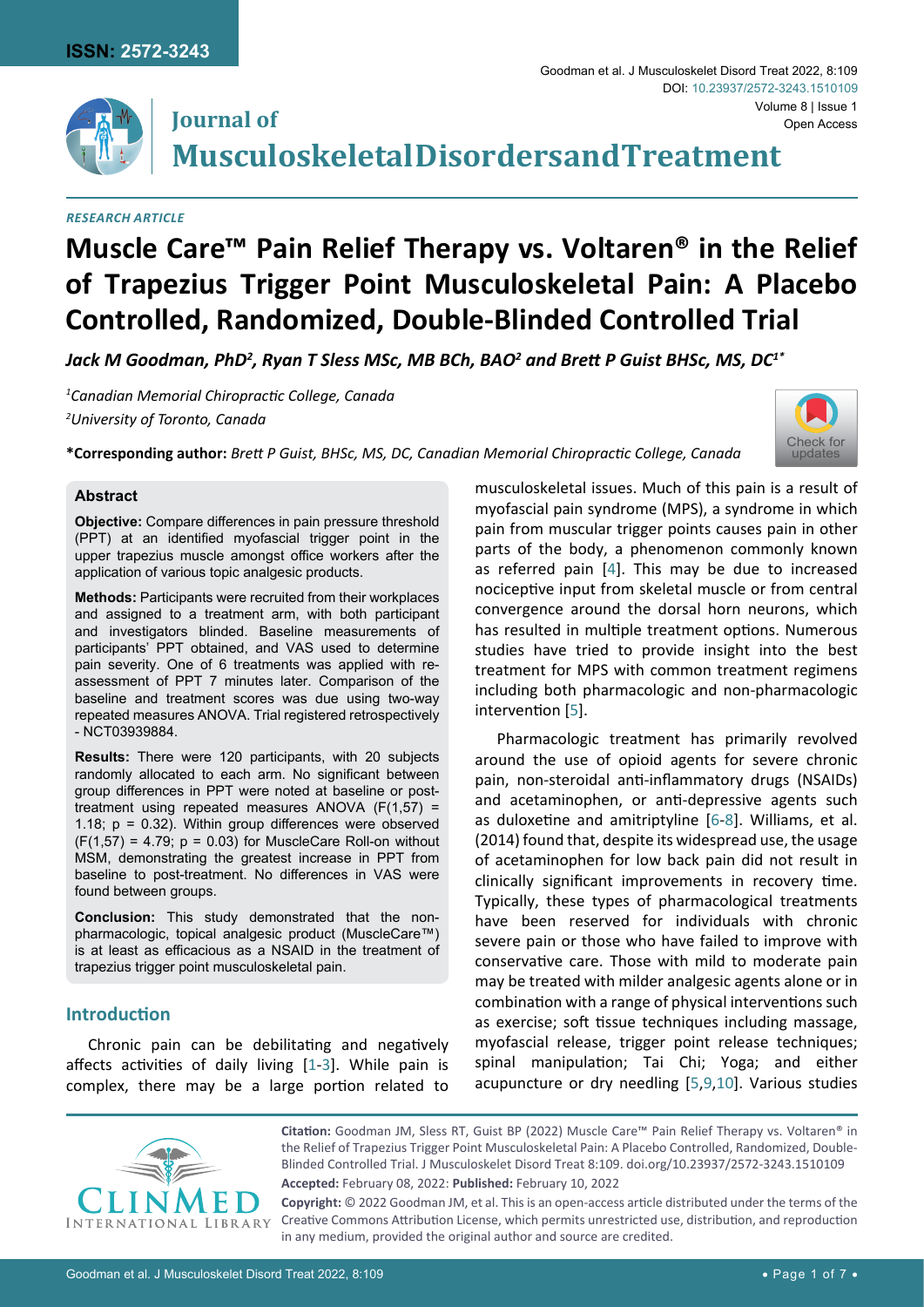RESEARCH ARTICLE

# Muscle Care™ Pain Relief Therapy vs. Voltaren® in the Relief of Trapezius Trigger Point Musculoskeletal Pain: A Placebo Controlled, Randomized, Double-Blinded Controlled Trial

*Jack M Goodman, PhD[2], Ryan T Sless MSc, MB BCh, BAO[2] and Brett P Guist BHSc, MS, DC[1*]*

*[1]Canadian Memorial Chiropractic College, Canada*
*[2]University of Toronto, Canada*

**\*Corresponding author:** *Brett P Guist, BHSc, MS, DC, Canadian Memorial Chiropractic College, Canada*

## Abstract

**Objective:** Compare differences in pain pressure threshold (PPT) at an identified myofascial trigger point in the upper trapezius muscle amongst office workers after the application of various topic analgesic products.

**Methods:** Participants were recruited from their workplaces and assigned to a treatment arm, with both participant and investigators blinded. Baseline measurements of participants' PPT obtained, and VAS used to determine pain severity. One of 6 treatments was applied with re-assessment of PPT 7 minutes later. Comparison of the baseline and treatment scores was due using two-way repeated measures ANOVA. Trial registered retrospectively - NCT03939884.

**Results:** There were 120 participants, with 20 subjects randomly allocated to each arm. No significant between group differences in PPT were noted at baseline or post-treatment using repeated measures ANOVA ($F(1,57) = 1.18$; $p = 0.32$). Within group differences were observed ($F(1,57) = 4.79$; $p = 0.03$) for MuscleCare Roll-on without MSM, demonstrating the greatest increase in PPT from baseline to post-treatment. No differences in VAS were found between groups.

**Conclusion:** This study demonstrated that the non-pharmacologic, topical analgesic product (MuscleCare™) is at least as efficacious as a NSAID in the treatment of trapezius trigger point musculoskeletal pain.

## Introduction

Chronic pain can be debilitating and negatively affects activities of daily living [1-3]. While pain is complex, there may be a large portion related to musculoskeletal issues. Much of this pain is a result of myofascial pain syndrome (MPS), a syndrome in which pain from muscular trigger points causes pain in other parts of the body, a phenomenon commonly known as referred pain [4]. This may be due to increased nociceptive input from skeletal muscle or from central convergence around the dorsal horn neurons, which has resulted in multiple treatment options. Numerous studies have tried to provide insight into the best treatment for MPS with common treatment regimens including both pharmacologic and non-pharmacologic intervention [5].

Pharmacologic treatment has primarily revolved around the use of opioid agents for severe chronic pain, non-steroidal anti-inflammatory drugs (NSAIDs) and acetaminophen, or anti-depressive agents such as duloxetine and amitriptyline [6-8]. Williams, et al. (2014) found that, despite its widespread use, the usage of acetaminophen for low back pain did not result in clinically significant improvements in recovery time. Typically, these types of pharmacological treatments have been reserved for individuals with chronic severe pain or those who have failed to improve with conservative care. Those with mild to moderate pain may be treated with milder analgesic agents alone or in combination with a range of physical interventions such as exercise; soft tissue techniques including massage, myofascial release, trigger point release techniques; spinal manipulation; Tai Chi; Yoga; and either acupuncture or dry needling [5,9,10]. Various studies

**Citation:** Goodman JM, Sless RT, Guist BP (2022) Muscle Care™ Pain Relief Therapy vs. Voltaren® in the Relief of Trapezius Trigger Point Musculoskeletal Pain: A Placebo Controlled, Randomized, Double-Blinded Controlled Trial. J Musculoskelet Disord Treat 8:109. doi.org/10.23937/2572-3243.1510109

**Accepted:** February 08, 2022: **Published:** February 10, 2022

**Copyright:** © 2022 Goodman JM, et al. This is an open-access article distributed under the terms of the Creative Commons Attribution License, which permits unrestricted use, distribution, and reproduction in any medium, provided the original author and source are credited.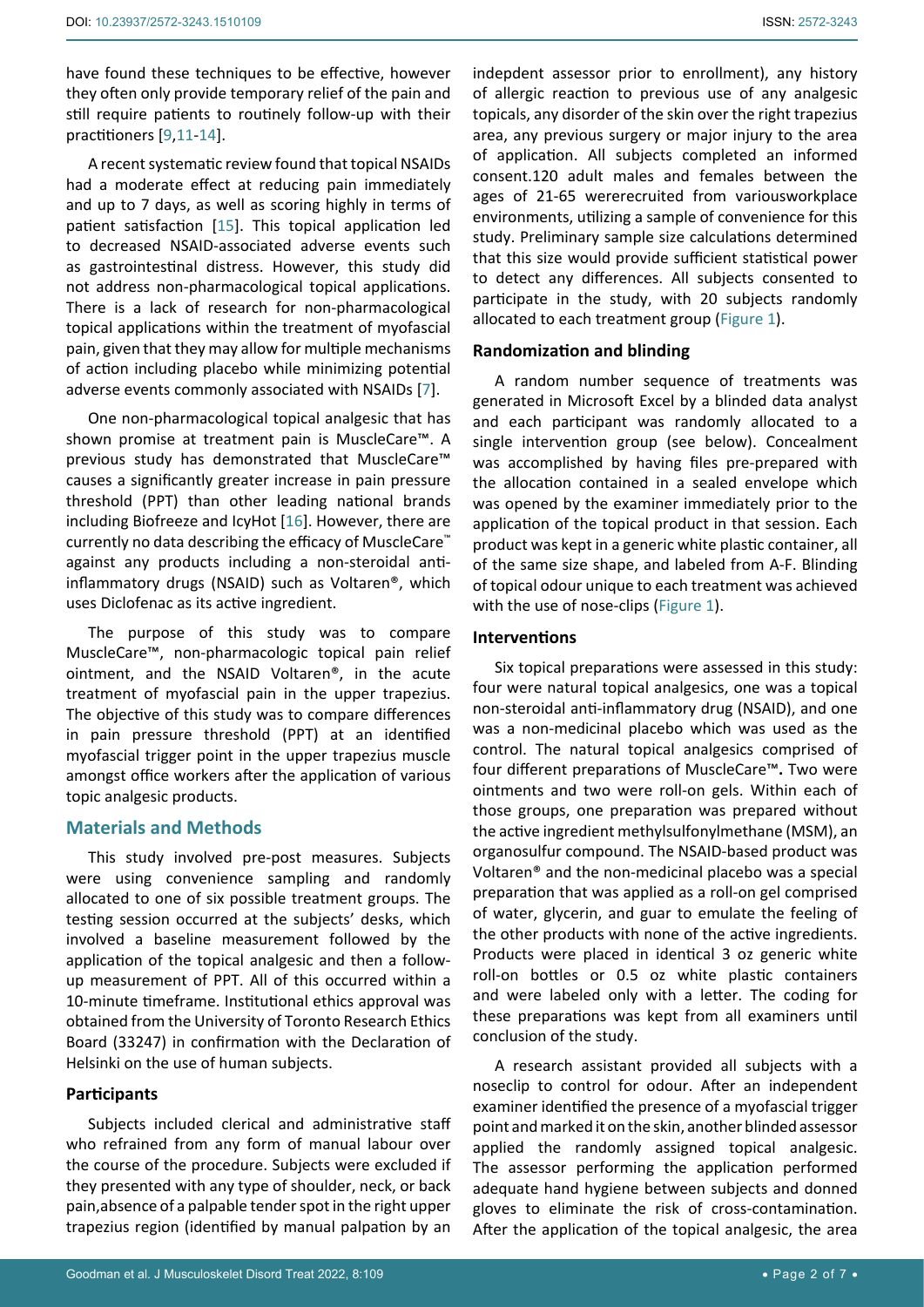have found these techniques to be effective, however they often only provide temporary relief of the pain and still require patients to routinely follow-up with their practitioners [9,11-14].

A recent systematic review found that topical NSAIDs had a moderate effect at reducing pain immediately and up to 7 days, as well as scoring highly in terms of patient satisfaction [15]. This topical application led to decreased NSAID-associated adverse events such as gastrointestinal distress. However, this study did not address non-pharmacological topical applications. There is a lack of research for non-pharmacological topical applications within the treatment of myofascial pain, given that they may allow for multiple mechanisms of action including placebo while minimizing potential adverse events commonly associated with NSAIDs [7].

One non-pharmacological topical analgesic that has shown promise at treatment pain is MuscleCare™. A previous study has demonstrated that MuscleCare™ causes a significantly greater increase in pain pressure threshold (PPT) than other leading national brands including Biofreeze and IcyHot [16]. However, there are currently no data describing the efficacy of MuscleCare™ against any products including a non-steroidal anti-inflammatory drugs (NSAID) such as Voltaren®, which uses Diclofenac as its active ingredient.

The purpose of this study was to compare MuscleCare™, non-pharmacologic topical pain relief ointment, and the NSAID Voltaren®, in the acute treatment of myofascial pain in the upper trapezius. The objective of this study was to compare differences in pain pressure threshold (PPT) at an identified myofascial trigger point in the upper trapezius muscle amongst office workers after the application of various topic analgesic products.

## Materials and Methods

This study involved pre-post measures. Subjects were using convenience sampling and randomly allocated to one of six possible treatment groups. The testing session occurred at the subjects' desks, which involved a baseline measurement followed by the application of the topical analgesic and then a follow-up measurement of PPT. All of this occurred within a 10-minute timeframe. Institutional ethics approval was obtained from the University of Toronto Research Ethics Board (33247) in confirmation with the Declaration of Helsinki on the use of human subjects.

### Participants

Subjects included clerical and administrative staff who refrained from any form of manual labour over the course of the procedure. Subjects were excluded if they presented with any type of shoulder, neck, or back pain,absence of a palpable tender spot in the right upper trapezius region (identified by manual palpation by an indepdent assessor prior to enrollment), any history of allergic reaction to previous use of any analgesic topicals, any disorder of the skin over the right trapezius area, any previous surgery or major injury to the area of application. All subjects completed an informed consent.120 adult males and females between the ages of 21-65 wererecruited from variousworkplace environments, utilizing a sample of convenience for this study. Preliminary sample size calculations determined that this size would provide sufficient statistical power to detect any differences. All subjects consented to participate in the study, with 20 subjects randomly allocated to each treatment group (Figure 1).

### Randomization and blinding

A random number sequence of treatments was generated in Microsoft Excel by a blinded data analyst and each participant was randomly allocated to a single intervention group (see below). Concealment was accomplished by having files pre-prepared with the allocation contained in a sealed envelope which was opened by the examiner immediately prior to the application of the topical product in that session. Each product was kept in a generic white plastic container, all of the same size shape, and labeled from A-F. Blinding of topical odour unique to each treatment was achieved with the use of nose-clips (Figure 1).

### Interventions

Six topical preparations were assessed in this study: four were natural topical analgesics, one was a topical non-steroidal anti-inflammatory drug (NSAID), and one was a non-medicinal placebo which was used as the control. The natural topical analgesics comprised of four different preparations of MuscleCare™**.** Two were ointments and two were roll-on gels. Within each of those groups, one preparation was prepared without the active ingredient methylsulfonylmethane (MSM), an organosulfur compound. The NSAID-based product was Voltaren® and the non-medicinal placebo was a special preparation that was applied as a roll-on gel comprised of water, glycerin, and guar to emulate the feeling of the other products with none of the active ingredients. Products were placed in identical 3 oz generic white roll-on bottles or 0.5 oz white plastic containers and were labeled only with a letter. The coding for these preparations was kept from all examiners until conclusion of the study.

A research assistant provided all subjects with a noseclip to control for odour. After an independent examiner identified the presence of a myofascial trigger point and marked it on the skin, another blinded assessor applied the randomly assigned topical analgesic. The assessor performing the application performed adequate hand hygiene between subjects and donned gloves to eliminate the risk of cross-contamination. After the application of the topical analgesic, the area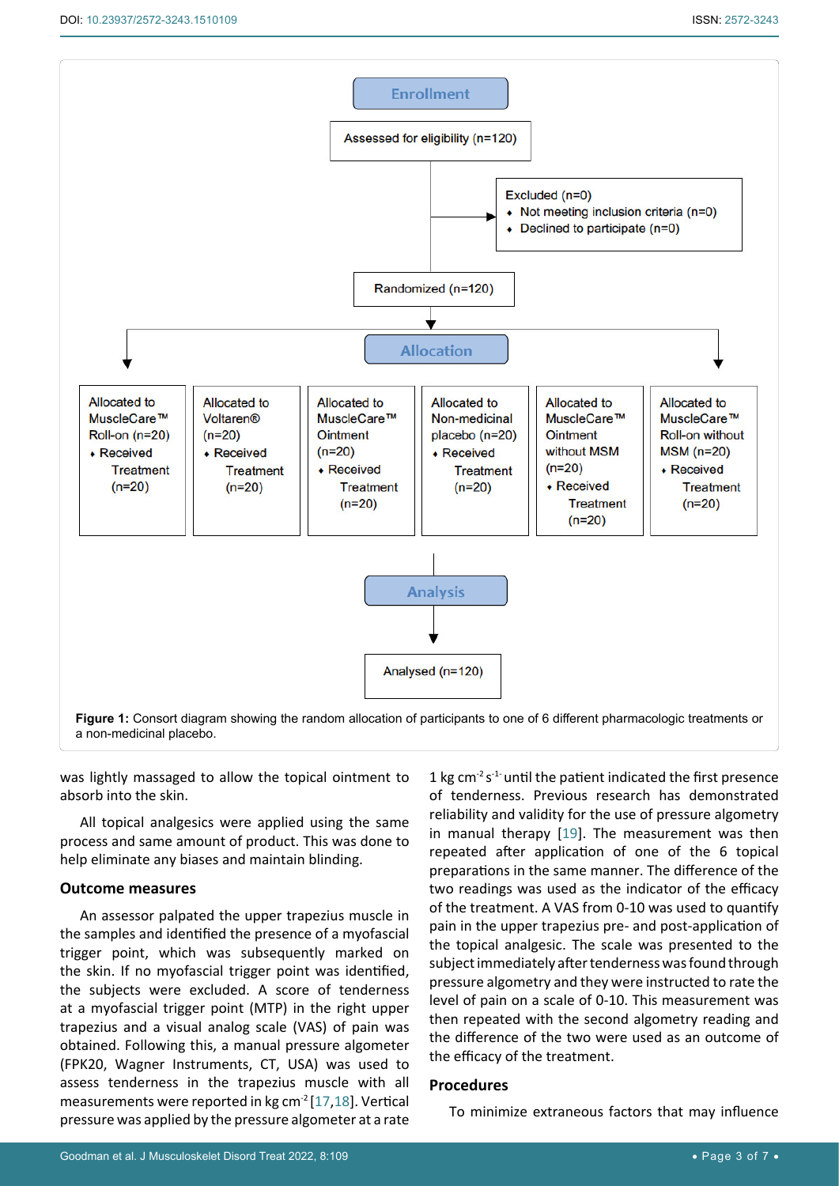Enrollment

Assessed for eligibility (n=120)

Excluded (n=0)
- Not meeting inclusion criteria (n=0)
- Declined to participate (n=0)

Randomized (n=120)

Allocation

| Allocated to MuscleCare™ Roll-on (n=20) | Allocated to Voltaren® (n=20) | Allocated to MuscleCare™ Ointment (n=20) | Allocated to Non-medicinal placebo (n=20) | Allocated to MuscleCare™ Ointment without MSM (n=20) | Allocated to MuscleCare™ Roll-on without MSM (n=20) |
|---|---|---|---|---|---|
| Received Treatment (n=20) | Received Treatment (n=20) | Received Treatment (n=20) | Received Treatment (n=20) | Received Treatment (n=20) | Received Treatment (n=20) |

Analysis

Analysed (n=120)

**Figure 1:** Consort diagram showing the random allocation of participants to one of 6 different pharmacologic treatments or a non-medicinal placebo.

was lightly massaged to allow the topical ointment to absorb into the skin.

All topical analgesics were applied using the same process and same amount of product. This was done to help eliminate any biases and maintain blinding.

### Outcome measures

An assessor palpated the upper trapezius muscle in the samples and identified the presence of a myofascial trigger point, which was subsequently marked on the skin. If no myofascial trigger point was identified, the subjects were excluded. A score of tenderness at a myofascial trigger point (MTP) in the right upper trapezius and a visual analog scale (VAS) of pain was obtained. Following this, a manual pressure algometer (FPK20, Wagner Instruments, CT, USA) was used to assess tenderness in the trapezius muscle with all measurements were reported in kg $cm^{-2}$ [17,18]. Vertical pressure was applied by the pressure algometer at a rate 1 kg $cm^{-2}$ $s^{-1}$ until the patient indicated the first presence of tenderness. Previous research has demonstrated reliability and validity for the use of pressure algometry in manual therapy [19]. The measurement was then repeated after application of one of the 6 topical preparations in the same manner. The difference of the two readings was used as the indicator of the efficacy of the treatment. A VAS from 0-10 was used to quantify pain in the upper trapezius pre- and post-application of the topical analgesic. The scale was presented to the subject immediately after tenderness was found through pressure algometry and they were instructed to rate the level of pain on a scale of 0-10. This measurement was then repeated with the second algometry reading and the difference of the two were used as an outcome of the efficacy of the treatment.

### Procedures

To minimize extraneous factors that may influence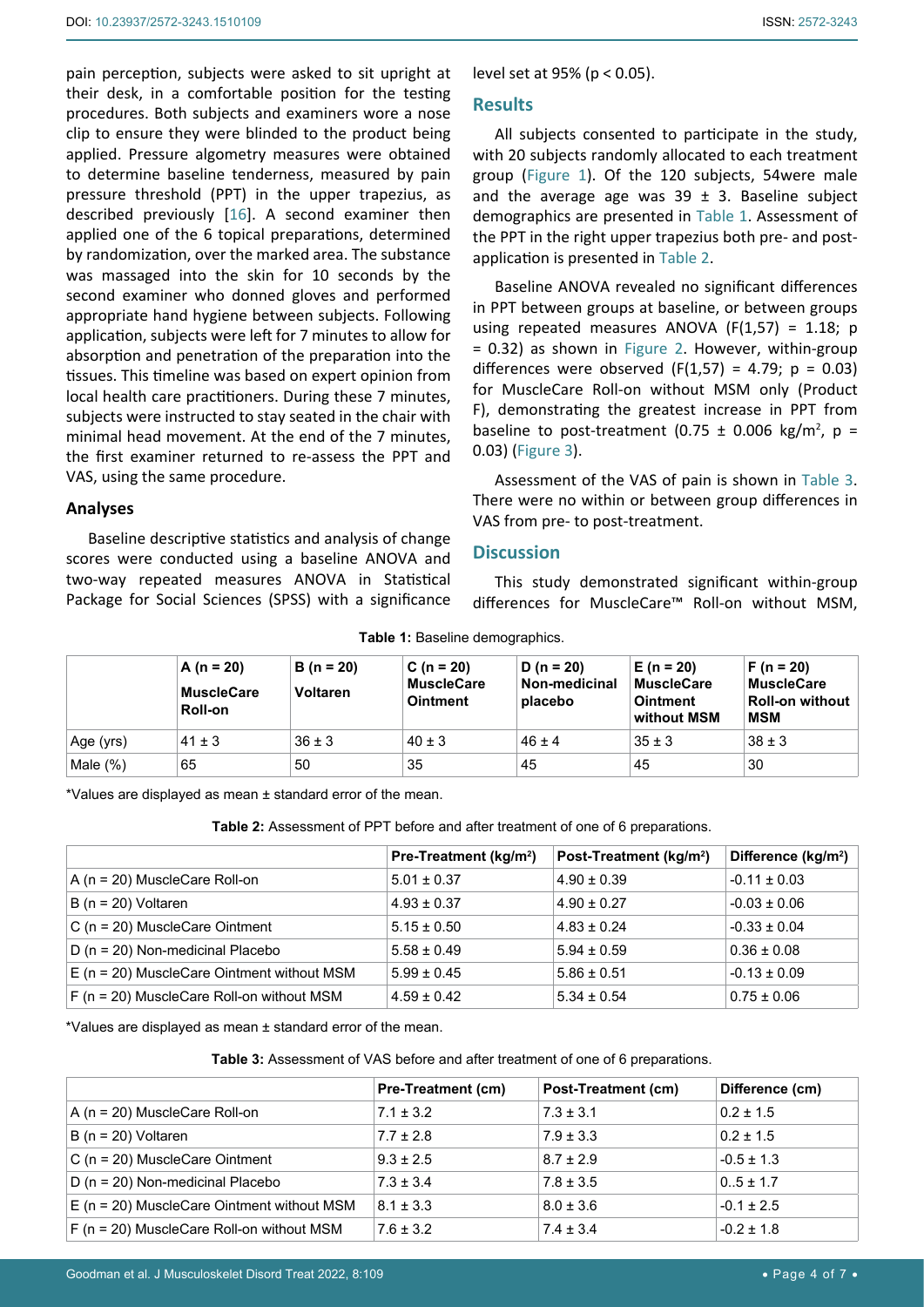pain perception, subjects were asked to sit upright at their desk, in a comfortable position for the testing procedures. Both subjects and examiners wore a nose clip to ensure they were blinded to the product being applied. Pressure algometry measures were obtained to determine baseline tenderness, measured by pain pressure threshold (PPT) in the upper trapezius, as described previously [16]. A second examiner then applied one of the 6 topical preparations, determined by randomization, over the marked area. The substance was massaged into the skin for 10 seconds by the second examiner who donned gloves and performed appropriate hand hygiene between subjects. Following application, subjects were left for 7 minutes to allow for absorption and penetration of the preparation into the tissues. This timeline was based on expert opinion from local health care practitioners. During these 7 minutes, subjects were instructed to stay seated in the chair with minimal head movement. At the end of the 7 minutes, the first examiner returned to re-assess the PPT and VAS, using the same procedure.

### Analyses

Baseline descriptive statistics and analysis of change scores were conducted using a baseline ANOVA and two-way repeated measures ANOVA in Statistical Package for Social Sciences (SPSS) with a significance level set at 95% ($p < 0.05$).

## Results

All subjects consented to participate in the study, with 20 subjects randomly allocated to each treatment group (Figure 1). Of the 120 subjects, 54were male and the average age was 39 ± 3. Baseline subject demographics are presented in Table 1. Assessment of the PPT in the right upper trapezius both pre- and post-application is presented in Table 2.

Baseline ANOVA revealed no significant differences in PPT between groups at baseline, or between groups using repeated measures ANOVA ($F(1,57) = 1.18$; $p = 0.32$) as shown in Figure 2. However, within-group differences were observed ($F(1,57) = 4.79$; $p = 0.03$) for MuscleCare Roll-on without MSM only (Product F), demonstrating the greatest increase in PPT from baseline to post-treatment (0.75 ± 0.006 kg/m$^2$, $p = 0.03$) (Figure 3).

Assessment of the VAS of pain is shown in Table 3. There were no within or between group differences in VAS from pre- to post-treatment.

## Discussion

This study demonstrated significant within-group differences for MuscleCare™ Roll-on without MSM,

**Table 1:** Baseline demographics.

| | A (n = 20) MuscleCare Roll-on | B (n = 20) Voltaren | C (n = 20) MuscleCare Ointment | D (n = 20) Non-medicinal placebo | E (n = 20) MuscleCare Ointment without MSM | F (n = 20) MuscleCare Roll-on without MSM |
|---|---|---|---|---|---|---|
| Age (yrs) | 41 ± 3 | 36 ± 3 | 40 ± 3 | 46 ± 4 | 35 ± 3 | 38 ± 3 |
| Male (%) | 65 | 50 | 35 | 45 | 45 | 30 |

*Values are displayed as mean ± standard error of the mean.

**Table 2:** Assessment of PPT before and after treatment of one of 6 preparations.

| | Pre-Treatment (kg/m$^2$) | Post-Treatment (kg/m$^2$) | Difference (kg/m$^2$) |
|---|---|---|---|
| A (n = 20) MuscleCare Roll-on | 5.01 ± 0.37 | 4.90 ± 0.39 | -0.11 ± 0.03 |
| B (n = 20) Voltaren | 4.93 ± 0.37 | 4.90 ± 0.27 | -0.03 ± 0.06 |
| C (n = 20) MuscleCare Ointment | 5.15 ± 0.50 | 4.83 ± 0.24 | -0.33 ± 0.04 |
| D (n = 20) Non-medicinal Placebo | 5.58 ± 0.49 | 5.94 ± 0.59 | 0.36 ± 0.08 |
| E (n = 20) MuscleCare Ointment without MSM | 5.99 ± 0.45 | 5.86 ± 0.51 | -0.13 ± 0.09 |
| F (n = 20) MuscleCare Roll-on without MSM | 4.59 ± 0.42 | 5.34 ± 0.54 | 0.75 ± 0.06 |

*Values are displayed as mean ± standard error of the mean.

**Table 3:** Assessment of VAS before and after treatment of one of 6 preparations.

| | Pre-Treatment (cm) | Post-Treatment (cm) | Difference (cm) |
|---|---|---|---|
| A (n = 20) MuscleCare Roll-on | 7.1 ± 3.2 | 7.3 ± 3.1 | 0.2 ± 1.5 |
| B (n = 20) Voltaren | 7.7 ± 2.8 | 7.9 ± 3.3 | 0.2 ± 1.5 |
| C (n = 20) MuscleCare Ointment | 9.3 ± 2.5 | 8.7 ± 2.9 | -0.5 ± 1.3 |
| D (n = 20) Non-medicinal Placebo | 7.3 ± 3.4 | 7.8 ± 3.5 | 0..5 ± 1.7 |
| E (n = 20) MuscleCare Ointment without MSM | 8.1 ± 3.3 | 8.0 ± 3.6 | -0.1 ± 2.5 |
| F (n = 20) MuscleCare Roll-on without MSM | 7.6 ± 3.2 | 7.4 ± 3.4 | -0.2 ± 1.8 |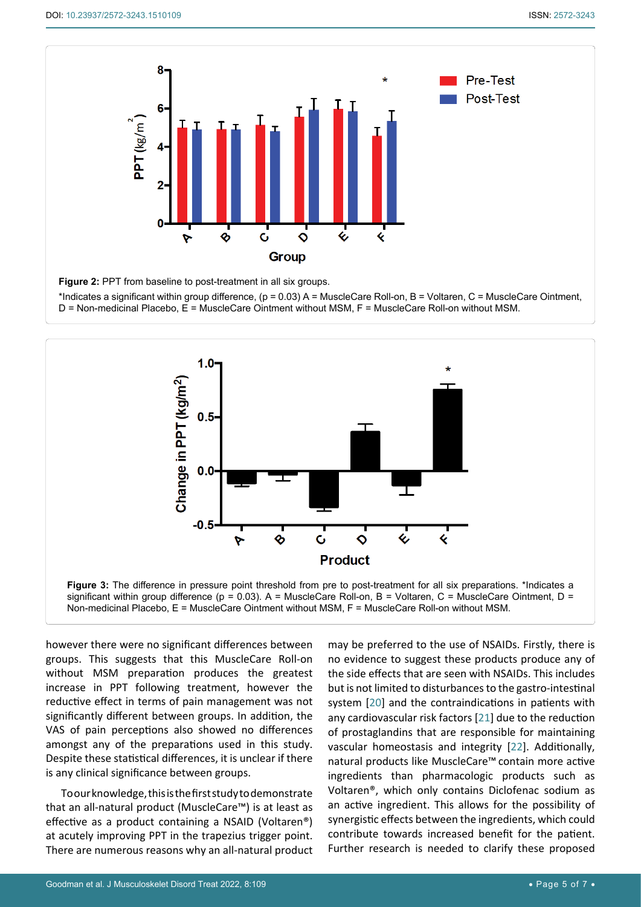**Figure 2:** PPT from baseline to post-treatment in all six groups.

*Indicates a significant within group difference, (p = 0.03) A = MuscleCare Roll-on, B = Voltaren, C = MuscleCare Ointment, D = Non-medicinal Placebo, E = MuscleCare Ointment without MSM, F = MuscleCare Roll-on without MSM.

**Figure 3:** The difference in pressure point threshold from pre to post-treatment for all six preparations. *Indicates a significant within group difference (p = 0.03). A = MuscleCare Roll-on, B = Voltaren, C = MuscleCare Ointment, D = Non-medicinal Placebo, E = MuscleCare Ointment without MSM, F = MuscleCare Roll-on without MSM.

however there were no significant differences between groups. This suggests that this MuscleCare Roll-on without MSM preparation produces the greatest increase in PPT following treatment, however the reductive effect in terms of pain management was not significantly different between groups. In addition, the VAS of pain perceptions also showed no differences amongst any of the preparations used in this study. Despite these statistical differences, it is unclear if there is any clinical significance between groups.

To our knowledge, this is the first study to demonstrate that an all-natural product (MuscleCare™) is at least as effective as a product containing a NSAID (Voltaren®) at acutely improving PPT in the trapezius trigger point. There are numerous reasons why an all-natural product may be preferred to the use of NSAIDs. Firstly, there is no evidence to suggest these products produce any of the side effects that are seen with NSAIDs. This includes but is not limited to disturbances to the gastro-intestinal system [20] and the contraindications in patients with any cardiovascular risk factors [21] due to the reduction of prostaglandins that are responsible for maintaining vascular homeostasis and integrity [22]. Additionally, natural products like MuscleCare™ contain more active ingredients than pharmacologic products such as Voltaren®, which only contains Diclofenac sodium as an active ingredient. This allows for the possibility of synergistic effects between the ingredients, which could contribute towards increased benefit for the patient. Further research is needed to clarify these proposed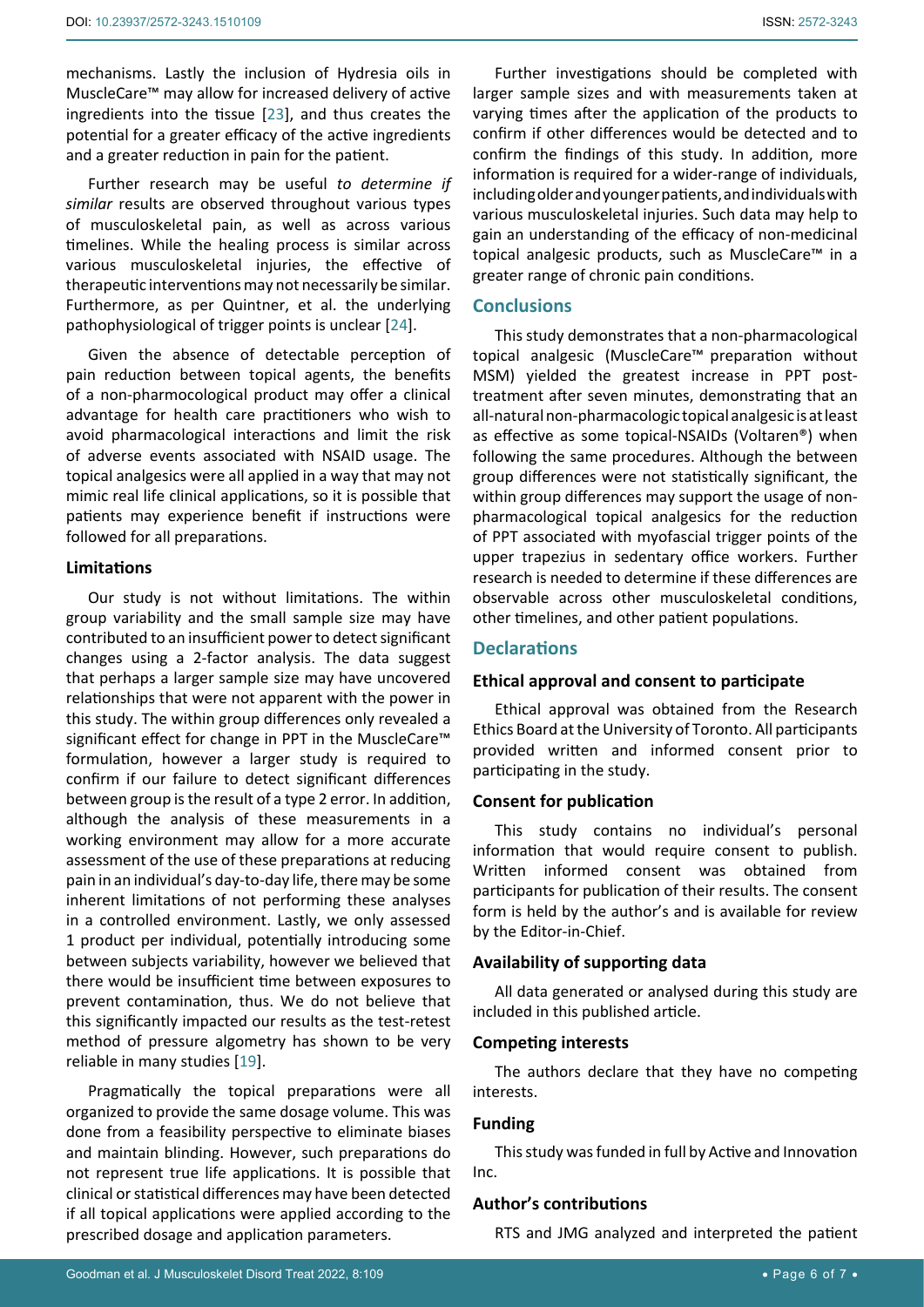mechanisms. Lastly the inclusion of Hydresia oils in MuscleCare™ may allow for increased delivery of active ingredients into the tissue [23], and thus creates the potential for a greater efficacy of the active ingredients and a greater reduction in pain for the patient.

Further research may be useful *to determine if similar* results are observed throughout various types of musculoskeletal pain, as well as across various timelines. While the healing process is similar across various musculoskeletal injuries, the effective of therapeutic interventions may not necessarily be similar. Furthermore, as per Quintner, et al. the underlying pathophysiological of trigger points is unclear [24].

Given the absence of detectable perception of pain reduction between topical agents, the benefits of a non-pharmocological product may offer a clinical advantage for health care practitioners who wish to avoid pharmacological interactions and limit the risk of adverse events associated with NSAID usage. The topical analgesics were all applied in a way that may not mimic real life clinical applications, so it is possible that patients may experience benefit if instructions were followed for all preparations.

### Limitations

Our study is not without limitations. The within group variability and the small sample size may have contributed to an insufficient power to detect significant changes using a 2-factor analysis. The data suggest that perhaps a larger sample size may have uncovered relationships that were not apparent with the power in this study. The within group differences only revealed a significant effect for change in PPT in the MuscleCare™ formulation, however a larger study is required to confirm if our failure to detect significant differences between group is the result of a type 2 error. In addition, although the analysis of these measurements in a working environment may allow for a more accurate assessment of the use of these preparations at reducing pain in an individual's day-to-day life, there may be some inherent limitations of not performing these analyses in a controlled environment. Lastly, we only assessed 1 product per individual, potentially introducing some between subjects variability, however we believed that there would be insufficient time between exposures to prevent contamination, thus. We do not believe that this significantly impacted our results as the test-retest method of pressure algometry has shown to be very reliable in many studies [19].

Pragmatically the topical preparations were all organized to provide the same dosage volume. This was done from a feasibility perspective to eliminate biases and maintain blinding. However, such preparations do not represent true life applications. It is possible that clinical or statistical differences may have been detected if all topical applications were applied according to the prescribed dosage and application parameters.

Further investigations should be completed with larger sample sizes and with measurements taken at varying times after the application of the products to confirm if other differences would be detected and to confirm the findings of this study. In addition, more information is required for a wider-range of individuals, including older and younger patients, and individuals with various musculoskeletal injuries. Such data may help to gain an understanding of the efficacy of non-medicinal topical analgesic products, such as MuscleCare™ in a greater range of chronic pain conditions.

## Conclusions

This study demonstrates that a non-pharmacological topical analgesic (MuscleCare™ preparation without MSM) yielded the greatest increase in PPT post-treatment after seven minutes, demonstrating that an all-natural non-pharmacologic topical analgesic is at least as effective as some topical-NSAIDs (Voltaren®) when following the same procedures. Although the between group differences were not statistically significant, the within group differences may support the usage of non-pharmacological topical analgesics for the reduction of PPT associated with myofascial trigger points of the upper trapezius in sedentary office workers. Further research is needed to determine if these differences are observable across other musculoskeletal conditions, other timelines, and other patient populations.

## Declarations

### Ethical approval and consent to participate

Ethical approval was obtained from the Research Ethics Board at the University of Toronto. All participants provided written and informed consent prior to participating in the study.

### Consent for publication

This study contains no individual's personal information that would require consent to publish. Written informed consent was obtained from participants for publication of their results. The consent form is held by the author's and is available for review by the Editor-in-Chief.

### Availability of supporting data

All data generated or analysed during this study are included in this published article.

### Competing interests

The authors declare that they have no competing interests.

### Funding

This study was funded in full by Active and Innovation Inc.

### Author's contributions

RTS and JMG analyzed and interpreted the patient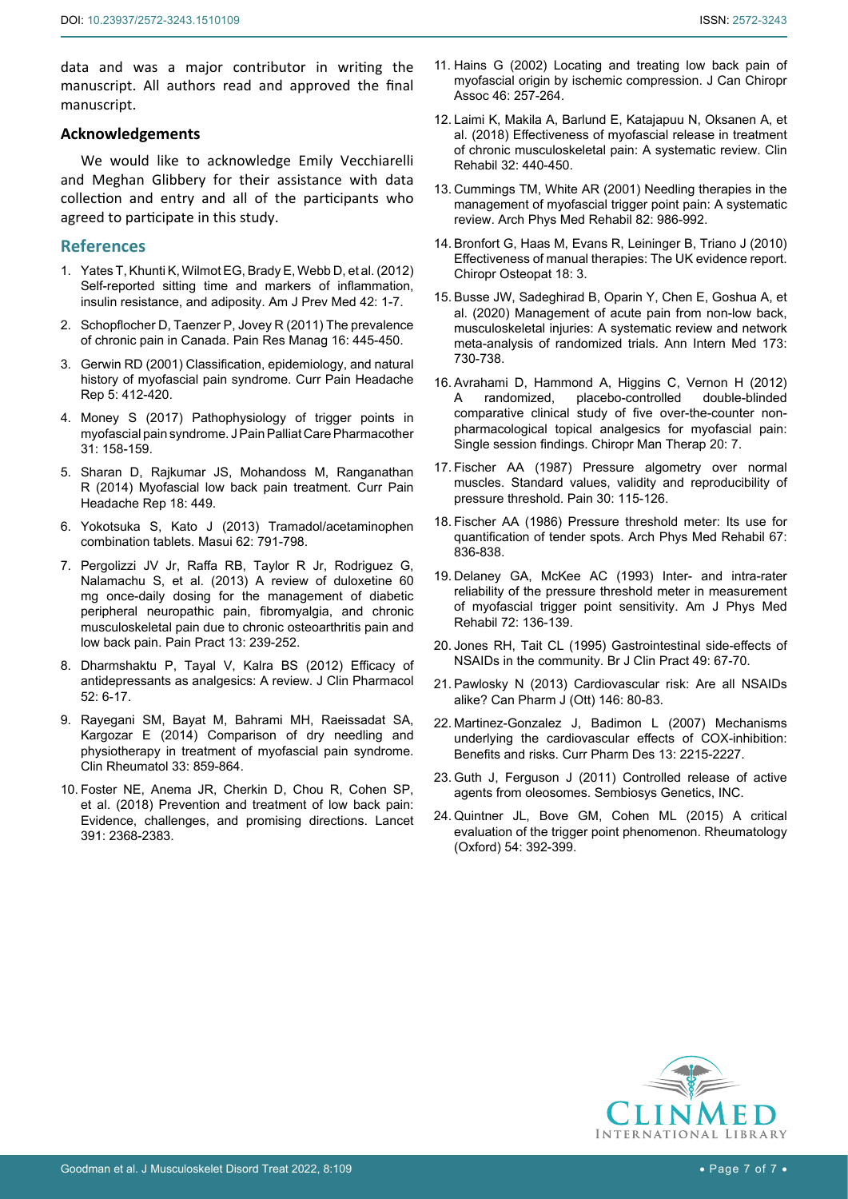data and was a major contributor in writing the manuscript. All authors read and approved the final manuscript.

### Acknowledgements

We would like to acknowledge Emily Vecchiarelli and Meghan Glibbery for their assistance with data collection and entry and all of the participants who agreed to participate in this study.

## References

1. Yates T, Khunti K, Wilmot EG, Brady E, Webb D, et al. (2012) Self-reported sitting time and markers of inflammation, insulin resistance, and adiposity. Am J Prev Med 42: 1-7.
2. Schopflocher D, Taenzer P, Jovey R (2011) The prevalence of chronic pain in Canada. Pain Res Manag 16: 445-450.
3. Gerwin RD (2001) Classification, epidemiology, and natural history of myofascial pain syndrome. Curr Pain Headache Rep 5: 412-420.
4. Money S (2017) Pathophysiology of trigger points in myofascial pain syndrome. J Pain Palliat Care Pharmacother 31: 158-159.
5. Sharan D, Rajkumar JS, Mohandoss M, Ranganathan R (2014) Myofascial low back pain treatment. Curr Pain Headache Rep 18: 449.
6. Yokotsuka S, Kato J (2013) Tramadol/acetaminophen combination tablets. Masui 62: 791-798.
7. Pergolizzi JV Jr, Raffa RB, Taylor R Jr, Rodriguez G, Nalamachu S, et al. (2013) A review of duloxetine 60 mg once-daily dosing for the management of diabetic peripheral neuropathic pain, fibromyalgia, and chronic musculoskeletal pain due to chronic osteoarthritis pain and low back pain. Pain Pract 13: 239-252.
8. Dharmshaktu P, Tayal V, Kalra BS (2012) Efficacy of antidepressants as analgesics: A review. J Clin Pharmacol 52: 6-17.
9. Rayegani SM, Bayat M, Bahrami MH, Raeissadat SA, Kargozar E (2014) Comparison of dry needling and physiotherapy in treatment of myofascial pain syndrome. Clin Rheumatol 33: 859-864.
10. Foster NE, Anema JR, Cherkin D, Chou R, Cohen SP, et al. (2018) Prevention and treatment of low back pain: Evidence, challenges, and promising directions. Lancet 391: 2368-2383.
11. Hains G (2002) Locating and treating low back pain of myofascial origin by ischemic compression. J Can Chiropr Assoc 46: 257-264.
12. Laimi K, Makila A, Barlund E, Katajapuu N, Oksanen A, et al. (2018) Effectiveness of myofascial release in treatment of chronic musculoskeletal pain: A systematic review. Clin Rehabil 32: 440-450.
13. Cummings TM, White AR (2001) Needling therapies in the management of myofascial trigger point pain: A systematic review. Arch Phys Med Rehabil 82: 986-992.
14. Bronfort G, Haas M, Evans R, Leininger B, Triano J (2010) Effectiveness of manual therapies: The UK evidence report. Chiropr Osteopat 18: 3.
15. Busse JW, Sadeghirad B, Oparin Y, Chen E, Goshua A, et al. (2020) Management of acute pain from non-low back, musculoskeletal injuries: A systematic review and network meta-analysis of randomized trials. Ann Intern Med 173: 730-738.
16. Avrahami D, Hammond A, Higgins C, Vernon H (2012) A randomized, placebo-controlled double-blinded comparative clinical study of five over-the-counter non-pharmacological topical analgesics for myofascial pain: Single session findings. Chiropr Man Therap 20: 7.
17. Fischer AA (1987) Pressure algometry over normal muscles. Standard values, validity and reproducibility of pressure threshold. Pain 30: 115-126.
18. Fischer AA (1986) Pressure threshold meter: Its use for quantification of tender spots. Arch Phys Med Rehabil 67: 836-838.
19. Delaney GA, McKee AC (1993) Inter- and intra-rater reliability of the pressure threshold meter in measurement of myofascial trigger point sensitivity. Am J Phys Med Rehabil 72: 136-139.
20. Jones RH, Tait CL (1995) Gastrointestinal side-effects of NSAIDs in the community. Br J Clin Pract 49: 67-70.
21. Pawlosky N (2013) Cardiovascular risk: Are all NSAIDs alike? Can Pharm J (Ott) 146: 80-83.
22. Martinez-Gonzalez J, Badimon L (2007) Mechanisms underlying the cardiovascular effects of COX-inhibition: Benefits and risks. Curr Pharm Des 13: 2215-2227.
23. Guth J, Ferguson J (2011) Controlled release of active agents from oleosomes. Sembiosys Genetics, INC.
24. Quintner JL, Bove GM, Cohen ML (2015) A critical evaluation of the trigger point phenomenon. Rheumatology (Oxford) 54: 392-399.